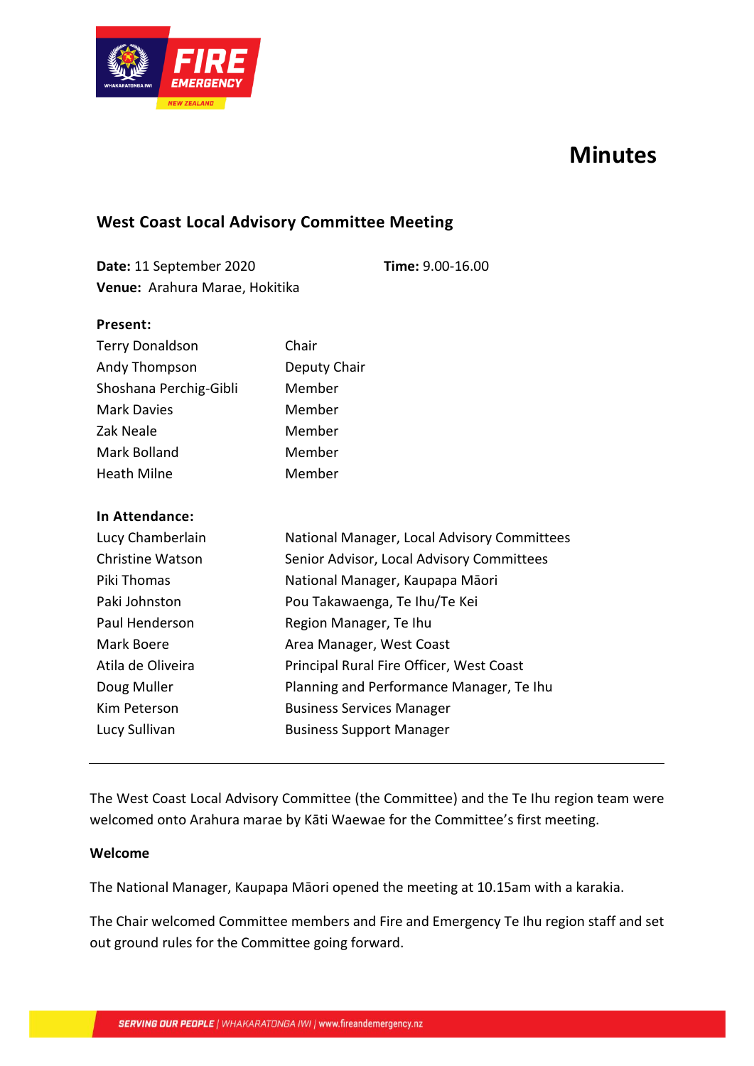# Minutes

## West Coast Local Advisory Committee Meeting

**Date:** 11 September 2020 **Time:** 9.00-16.00
**Venue:** Arahura Marae, Hokitika

**Present:**

| | |
|---|---|
| Terry Donaldson | Chair |
| Andy Thompson | Deputy Chair |
| Shoshana Perchig-Gibli | Member |
| Mark Davies | Member |
| Zak Neale | Member |
| Mark Bolland | Member |
| Heath Milne | Member |

**In Attendance:**

| | |
|---|---|
| Lucy Chamberlain | National Manager, Local Advisory Committees |
| Christine Watson | Senior Advisor, Local Advisory Committees |
| Piki Thomas | National Manager, Kaupapa Māori |
| Paki Johnston | Pou Takawaenga, Te Ihu/Te Kei |
| Paul Henderson | Region Manager, Te Ihu |
| Mark Boere | Area Manager, West Coast |
| Atila de Oliveira | Principal Rural Fire Officer, West Coast |
| Doug Muller | Planning and Performance Manager, Te Ihu |
| Kim Peterson | Business Services Manager |
| Lucy Sullivan | Business Support Manager |

---

The West Coast Local Advisory Committee (the Committee) and the Te Ihu region team were welcomed onto Arahura marae by Kāti Waewae for the Committee's first meeting.

**Welcome**

The National Manager, Kaupapa Māori opened the meeting at 10.15am with a karakia.

The Chair welcomed Committee members and Fire and Emergency Te Ihu region staff and set out ground rules for the Committee going forward.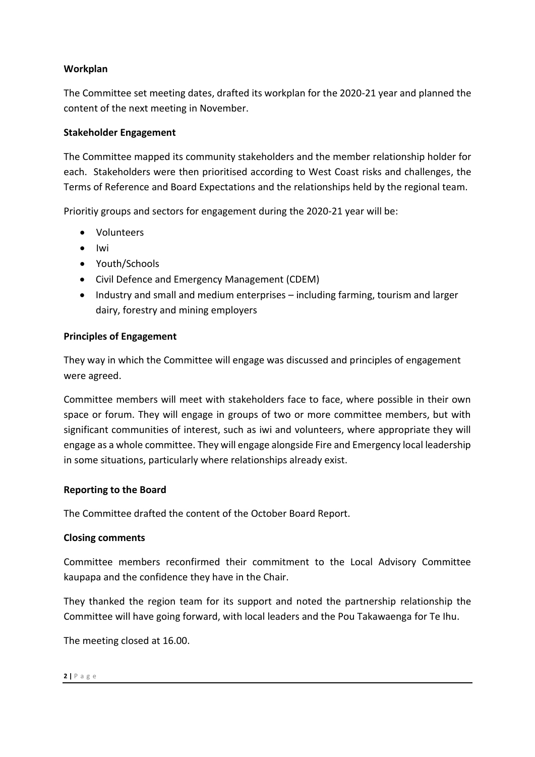**Workplan**

The Committee set meeting dates, drafted its workplan for the 2020-21 year and planned the content of the next meeting in November.

**Stakeholder Engagement**

The Committee mapped its community stakeholders and the member relationship holder for each. Stakeholders were then prioritised according to West Coast risks and challenges, the Terms of Reference and Board Expectations and the relationships held by the regional team.

Prioritiy groups and sectors for engagement during the 2020-21 year will be:

- Volunteers
- Iwi
- Youth/Schools
- Civil Defence and Emergency Management (CDEM)
- Industry and small and medium enterprises – including farming, tourism and larger dairy, forestry and mining employers

**Principles of Engagement**

They way in which the Committee will engage was discussed and principles of engagement were agreed.

Committee members will meet with stakeholders face to face, where possible in their own space or forum. They will engage in groups of two or more committee members, but with significant communities of interest, such as iwi and volunteers, where appropriate they will engage as a whole committee. They will engage alongside Fire and Emergency local leadership in some situations, particularly where relationships already exist.

**Reporting to the Board**

The Committee drafted the content of the October Board Report.

**Closing comments**

Committee members reconfirmed their commitment to the Local Advisory Committee kaupapa and the confidence they have in the Chair.

They thanked the region team for its support and noted the partnership relationship the Committee will have going forward, with local leaders and the Pou Takawaenga for Te Ihu.

The meeting closed at 16.00.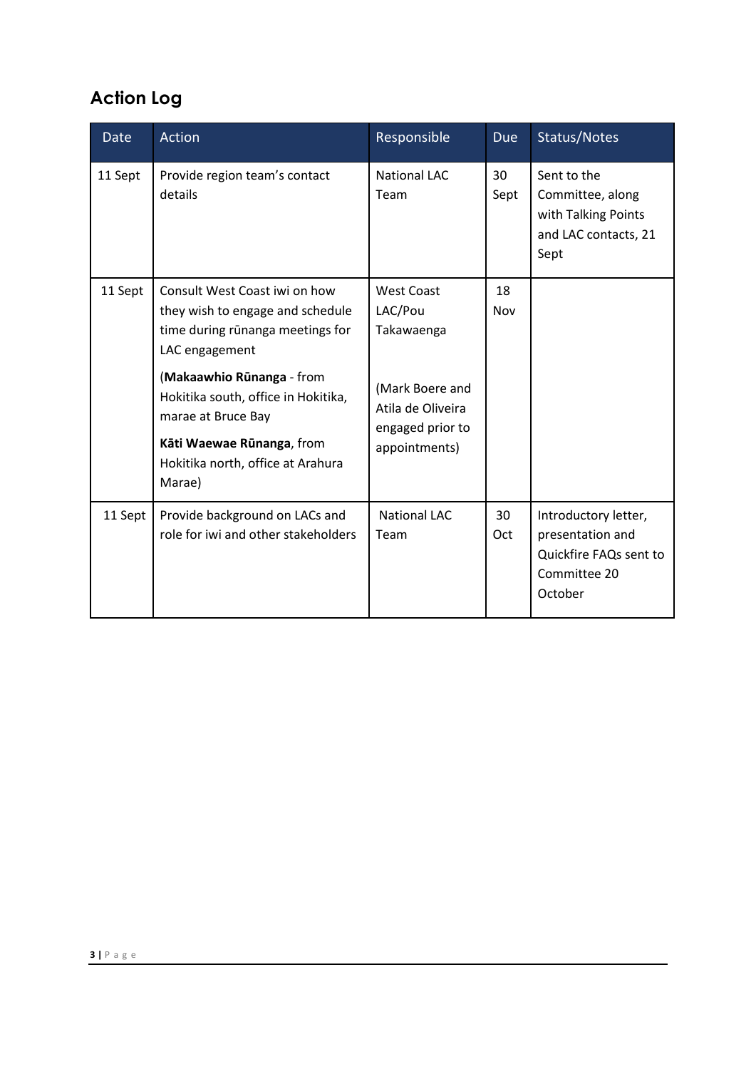## Action Log

| Date | Action | Responsible | Due | Status/Notes |
|---|---|---|---|---|
| 11 Sept | Provide region team's contact details | National LAC Team | 30 Sept | Sent to the Committee, along with Talking Points and LAC contacts, 21 Sept |
| 11 Sept | Consult West Coast iwi on how they wish to engage and schedule time during rūnanga meetings for LAC engagement<br><br>(**Makaawhio Rūnanga** - from Hokitika south, office in Hokitika, marae at Bruce Bay<br><br>**Kāti Waewae Rūnanga**, from Hokitika north, office at Arahura Marae) | West Coast LAC/Pou Takawaenga<br><br>(Mark Boere and Atila de Oliveira engaged prior to appointments) | 18 Nov | |
| 11 Sept | Provide background on LACs and role for iwi and other stakeholders | National LAC Team | 30 Oct | Introductory letter, presentation and Quickfire FAQs sent to Committee 20 October |